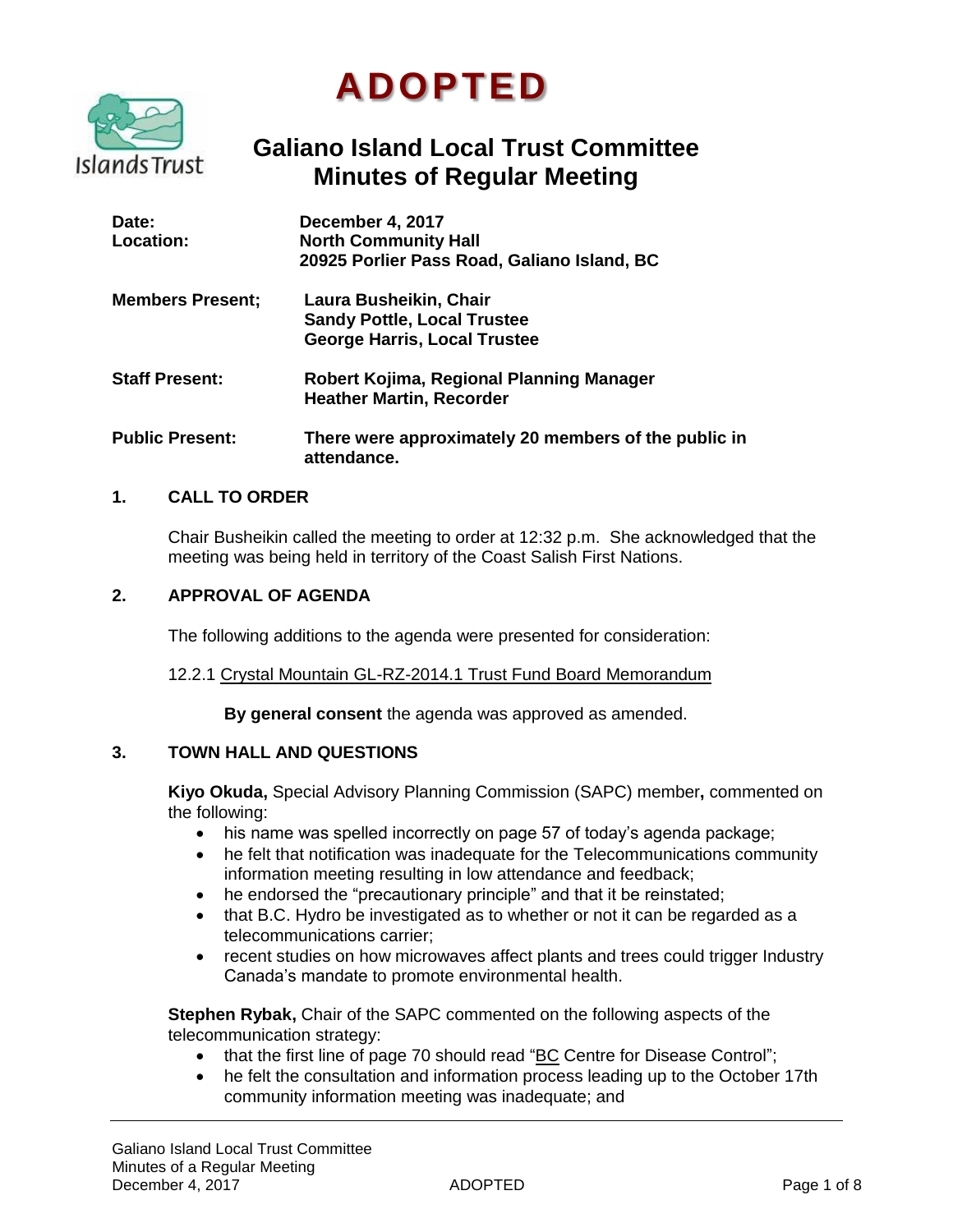# ADOPTED

## Galiano Island Local Trust Committee
## Minutes of Regular Meeting

**Date:** December 4, 2017
**Location:** North Community Hall
20925 Porlier Pass Road, Galiano Island, BC

**Members Present;** Laura Busheikin, Chair
Sandy Pottle, Local Trustee
George Harris, Local Trustee

**Staff Present:** Robert Kojima, Regional Planning Manager
Heather Martin, Recorder

**Public Present:** There were approximately 20 members of the public in attendance.

### 1. CALL TO ORDER

Chair Busheikin called the meeting to order at 12:32 p.m. She acknowledged that the meeting was being held in territory of the Coast Salish First Nations.

### 2. APPROVAL OF AGENDA

The following additions to the agenda were presented for consideration:

12.2.1 Crystal Mountain GL-RZ-2014.1 Trust Fund Board Memorandum

**By general consent** the agenda was approved as amended.

### 3. TOWN HALL AND QUESTIONS

**Kiyo Okuda,** Special Advisory Planning Commission (SAPC) member**,** commented on the following:

- his name was spelled incorrectly on page 57 of today's agenda package;
- he felt that notification was inadequate for the Telecommunications community information meeting resulting in low attendance and feedback;
- he endorsed the "precautionary principle" and that it be reinstated;
- that B.C. Hydro be investigated as to whether or not it can be regarded as a telecommunications carrier;
- recent studies on how microwaves affect plants and trees could trigger Industry Canada's mandate to promote environmental health.

**Stephen Rybak,** Chair of the SAPC commented on the following aspects of the telecommunication strategy:

- that the first line of page 70 should read "BC Centre for Disease Control";
- he felt the consultation and information process leading up to the October 17th community information meeting was inadequate; and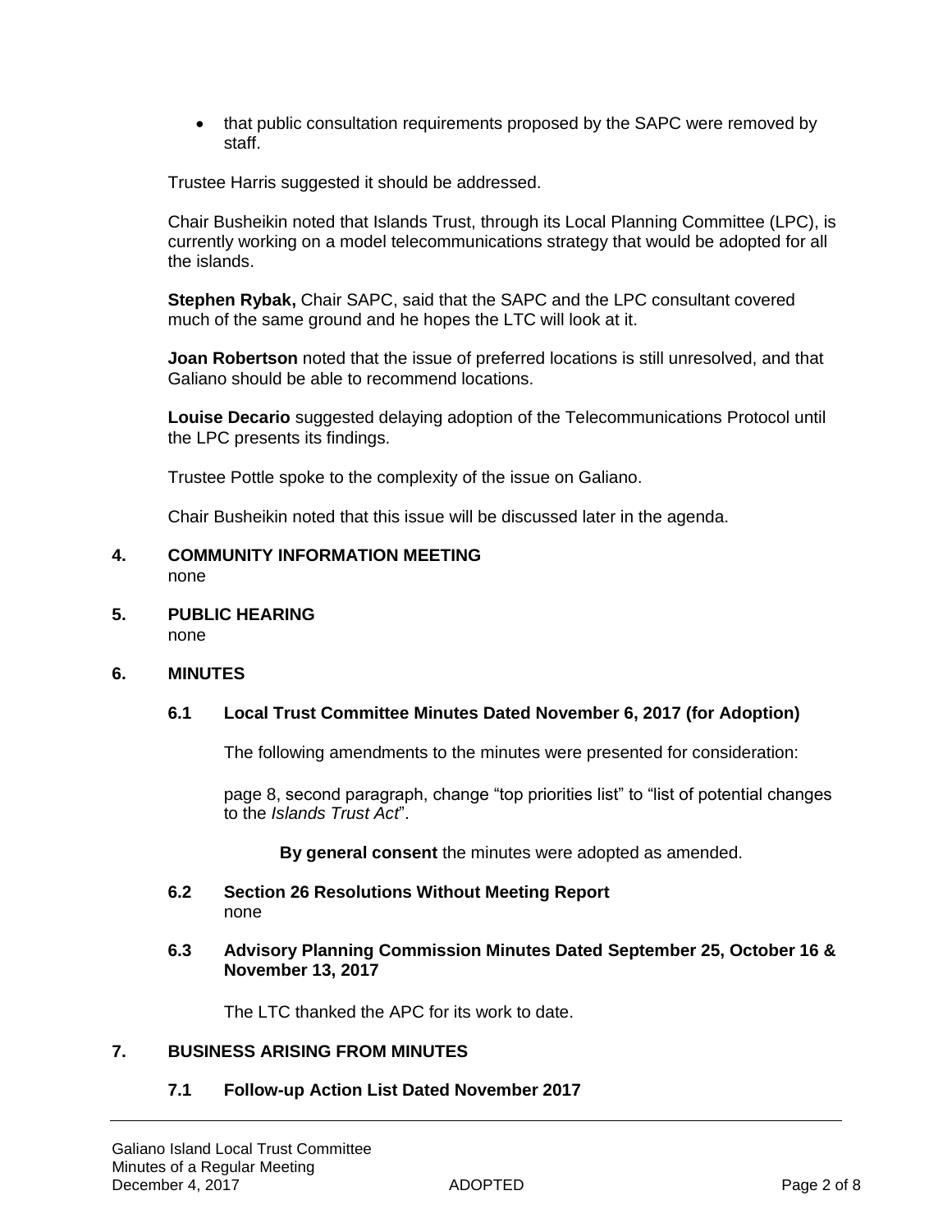- that public consultation requirements proposed by the SAPC were removed by staff.

Trustee Harris suggested it should be addressed.

Chair Busheikin noted that Islands Trust, through its Local Planning Committee (LPC), is currently working on a model telecommunications strategy that would be adopted for all the islands.

**Stephen Rybak,** Chair SAPC, said that the SAPC and the LPC consultant covered much of the same ground and he hopes the LTC will look at it.

**Joan Robertson** noted that the issue of preferred locations is still unresolved, and that Galiano should be able to recommend locations.

**Louise Decario** suggested delaying adoption of the Telecommunications Protocol until the LPC presents its findings.

Trustee Pottle spoke to the complexity of the issue on Galiano.

Chair Busheikin noted that this issue will be discussed later in the agenda.

## 4. COMMUNITY INFORMATION MEETING

none

## 5. PUBLIC HEARING

none

## 6. MINUTES

### 6.1 Local Trust Committee Minutes Dated November 6, 2017 (for Adoption)

The following amendments to the minutes were presented for consideration:

page 8, second paragraph, change “top priorities list” to “list of potential changes to the *Islands Trust Act*”.

**By general consent** the minutes were adopted as amended.

### 6.2 Section 26 Resolutions Without Meeting Report

none

### 6.3 Advisory Planning Commission Minutes Dated September 25, October 16 & November 13, 2017

The LTC thanked the APC for its work to date.

## 7. BUSINESS ARISING FROM MINUTES

### 7.1 Follow-up Action List Dated November 2017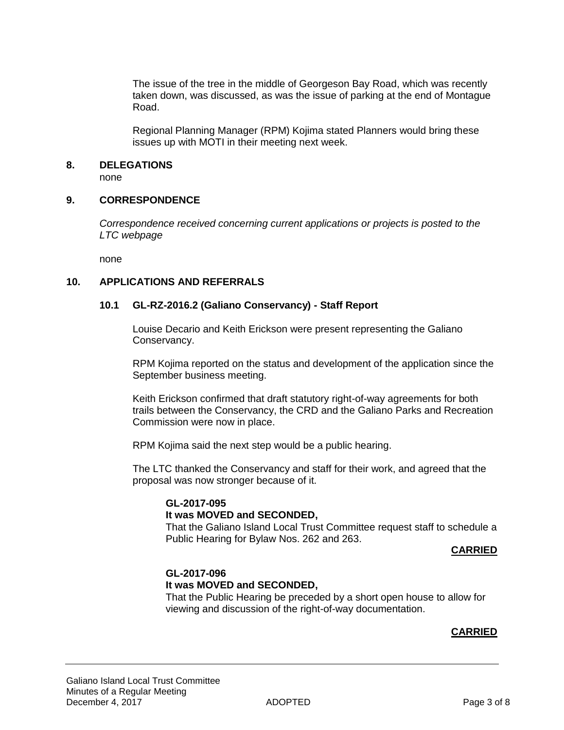The issue of the tree in the middle of Georgeson Bay Road, which was recently taken down, was discussed, as was the issue of parking at the end of Montague Road.

Regional Planning Manager (RPM) Kojima stated Planners would bring these issues up with MOTI in their meeting next week.

## 8. DELEGATIONS

none

## 9. CORRESPONDENCE

*Correspondence received concerning current applications or projects is posted to the LTC webpage*

none

## 10. APPLICATIONS AND REFERRALS

### 10.1 GL-RZ-2016.2 (Galiano Conservancy) - Staff Report

Louise Decario and Keith Erickson were present representing the Galiano Conservancy.

RPM Kojima reported on the status and development of the application since the September business meeting.

Keith Erickson confirmed that draft statutory right-of-way agreements for both trails between the Conservancy, the CRD and the Galiano Parks and Recreation Commission were now in place.

RPM Kojima said the next step would be a public hearing.

The LTC thanked the Conservancy and staff for their work, and agreed that the proposal was now stronger because of it.

**GL-2017-095**
**It was MOVED and SECONDED,**
That the Galiano Island Local Trust Committee request staff to schedule a Public Hearing for Bylaw Nos. 262 and 263.

**CARRIED**

**GL-2017-096**
**It was MOVED and SECONDED,**
That the Public Hearing be preceded by a short open house to allow for viewing and discussion of the right-of-way documentation.

**CARRIED**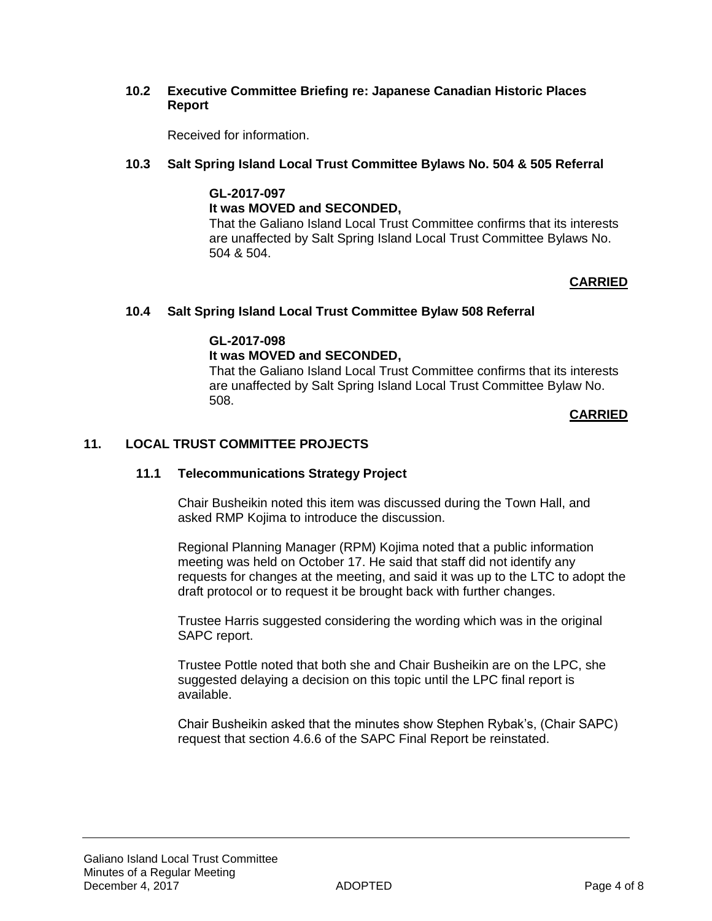### 10.2 Executive Committee Briefing re: Japanese Canadian Historic Places Report

Received for information.

### 10.3 Salt Spring Island Local Trust Committee Bylaws No. 504 & 505 Referral

**GL-2017-097**
**It was MOVED and SECONDED,**
That the Galiano Island Local Trust Committee confirms that its interests are unaffected by Salt Spring Island Local Trust Committee Bylaws No. 504 & 504.

**CARRIED**

### 10.4 Salt Spring Island Local Trust Committee Bylaw 508 Referral

**GL-2017-098**
**It was MOVED and SECONDED,**
That the Galiano Island Local Trust Committee confirms that its interests are unaffected by Salt Spring Island Local Trust Committee Bylaw No. 508.

**CARRIED**

## 11. LOCAL TRUST COMMITTEE PROJECTS

### 11.1 Telecommunications Strategy Project

Chair Busheikin noted this item was discussed during the Town Hall, and asked RMP Kojima to introduce the discussion.

Regional Planning Manager (RPM) Kojima noted that a public information meeting was held on October 17. He said that staff did not identify any requests for changes at the meeting, and said it was up to the LTC to adopt the draft protocol or to request it be brought back with further changes.

Trustee Harris suggested considering the wording which was in the original SAPC report.

Trustee Pottle noted that both she and Chair Busheikin are on the LPC, she suggested delaying a decision on this topic until the LPC final report is available.

Chair Busheikin asked that the minutes show Stephen Rybak's, (Chair SAPC) request that section 4.6.6 of the SAPC Final Report be reinstated.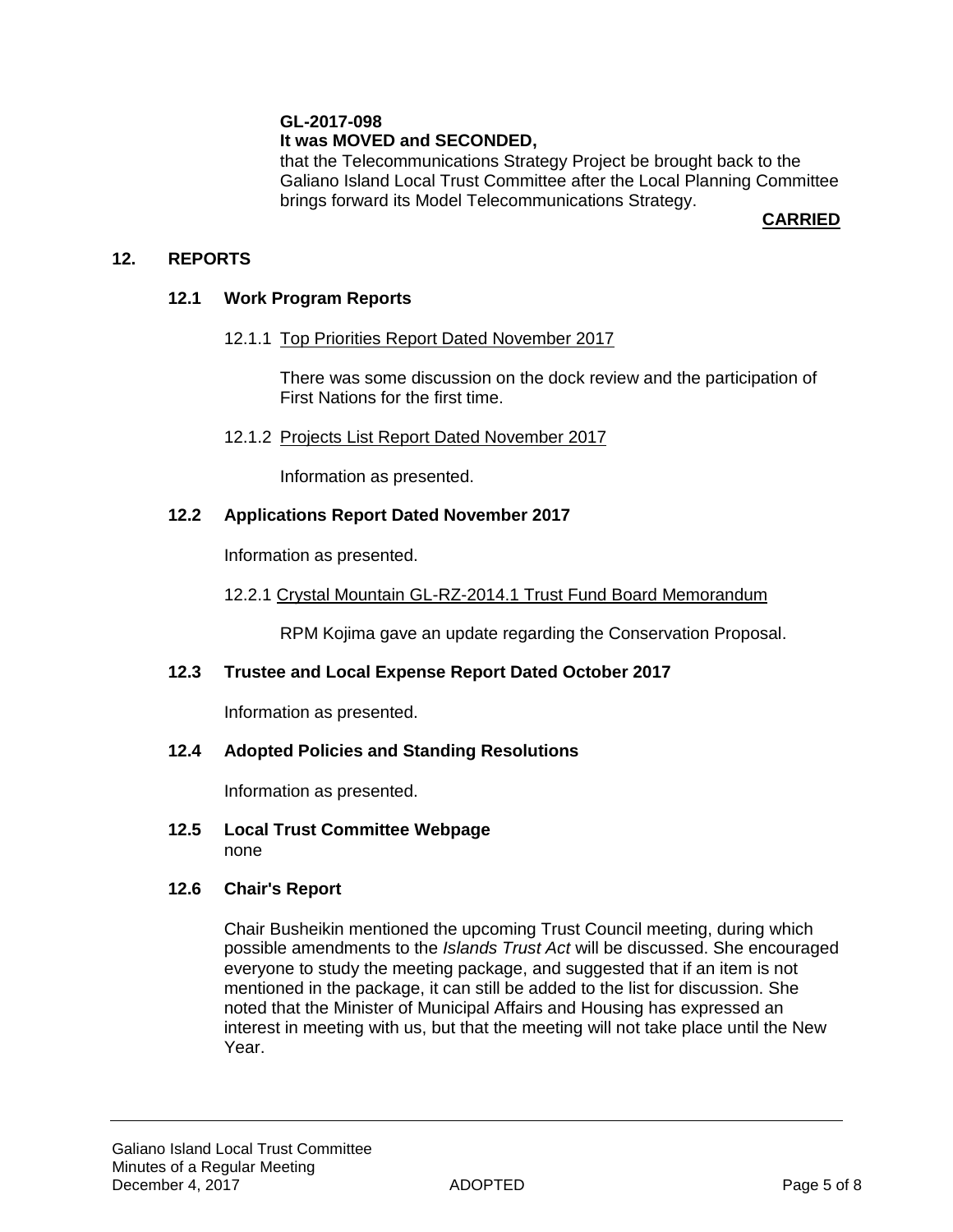**GL-2017-098**
**It was MOVED and SECONDED,**
that the Telecommunications Strategy Project be brought back to the Galiano Island Local Trust Committee after the Local Planning Committee brings forward its Model Telecommunications Strategy.

**CARRIED**

## 12. REPORTS

### 12.1 Work Program Reports

12.1.1 Top Priorities Report Dated November 2017

There was some discussion on the dock review and the participation of First Nations for the first time.

12.1.2 Projects List Report Dated November 2017

Information as presented.

### 12.2 Applications Report Dated November 2017

Information as presented.

12.2.1 Crystal Mountain GL-RZ-2014.1 Trust Fund Board Memorandum

RPM Kojima gave an update regarding the Conservation Proposal.

### 12.3 Trustee and Local Expense Report Dated October 2017

Information as presented.

### 12.4 Adopted Policies and Standing Resolutions

Information as presented.

### 12.5 Local Trust Committee Webpage

none

### 12.6 Chair's Report

Chair Busheikin mentioned the upcoming Trust Council meeting, during which possible amendments to the *Islands Trust Act* will be discussed. She encouraged everyone to study the meeting package, and suggested that if an item is not mentioned in the package, it can still be added to the list for discussion. She noted that the Minister of Municipal Affairs and Housing has expressed an interest in meeting with us, but that the meeting will not take place until the New Year.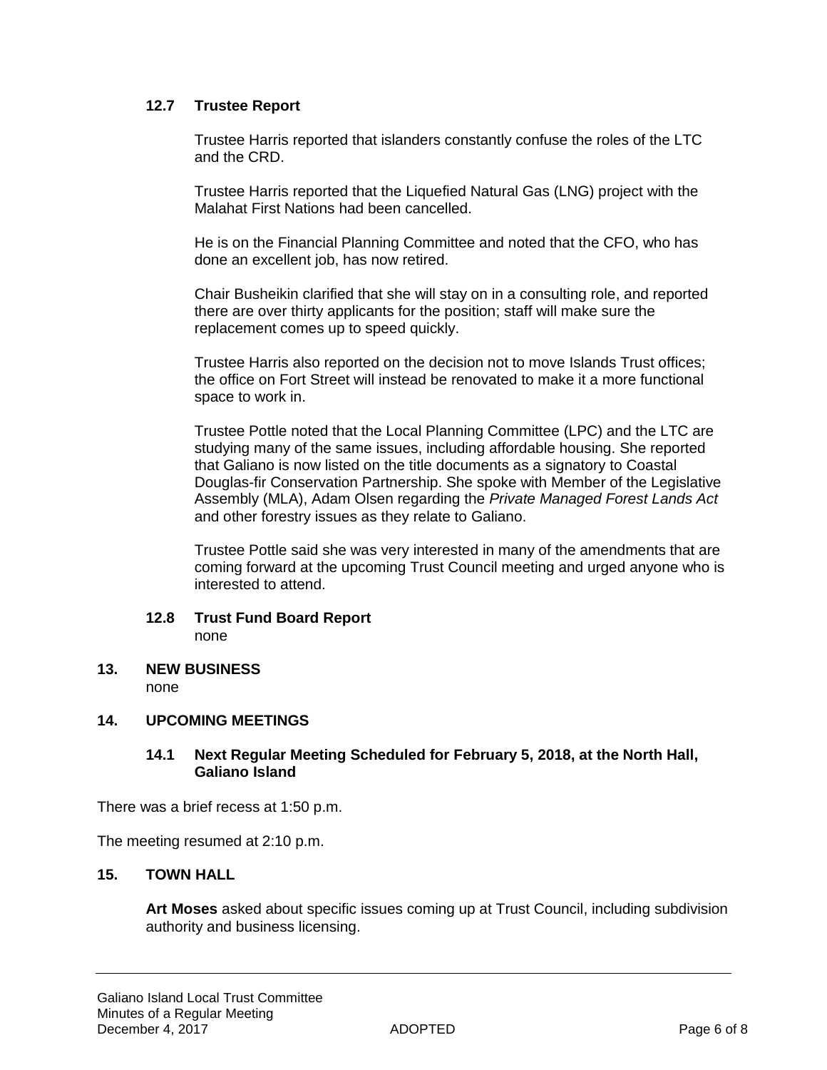### 12.7 Trustee Report

Trustee Harris reported that islanders constantly confuse the roles of the LTC and the CRD.

Trustee Harris reported that the Liquefied Natural Gas (LNG) project with the Malahat First Nations had been cancelled.

He is on the Financial Planning Committee and noted that the CFO, who has done an excellent job, has now retired.

Chair Busheikin clarified that she will stay on in a consulting role, and reported there are over thirty applicants for the position; staff will make sure the replacement comes up to speed quickly.

Trustee Harris also reported on the decision not to move Islands Trust offices; the office on Fort Street will instead be renovated to make it a more functional space to work in.

Trustee Pottle noted that the Local Planning Committee (LPC) and the LTC are studying many of the same issues, including affordable housing. She reported that Galiano is now listed on the title documents as a signatory to Coastal Douglas-fir Conservation Partnership. She spoke with Member of the Legislative Assembly (MLA), Adam Olsen regarding the *Private Managed Forest Lands Act* and other forestry issues as they relate to Galiano.

Trustee Pottle said she was very interested in many of the amendments that are coming forward at the upcoming Trust Council meeting and urged anyone who is interested to attend.

### 12.8 Trust Fund Board Report

none

## 13. NEW BUSINESS

none

## 14. UPCOMING MEETINGS

### 14.1 Next Regular Meeting Scheduled for February 5, 2018, at the North Hall, Galiano Island

There was a brief recess at 1:50 p.m.

The meeting resumed at 2:10 p.m.

## 15. TOWN HALL

**Art Moses** asked about specific issues coming up at Trust Council, including subdivision authority and business licensing.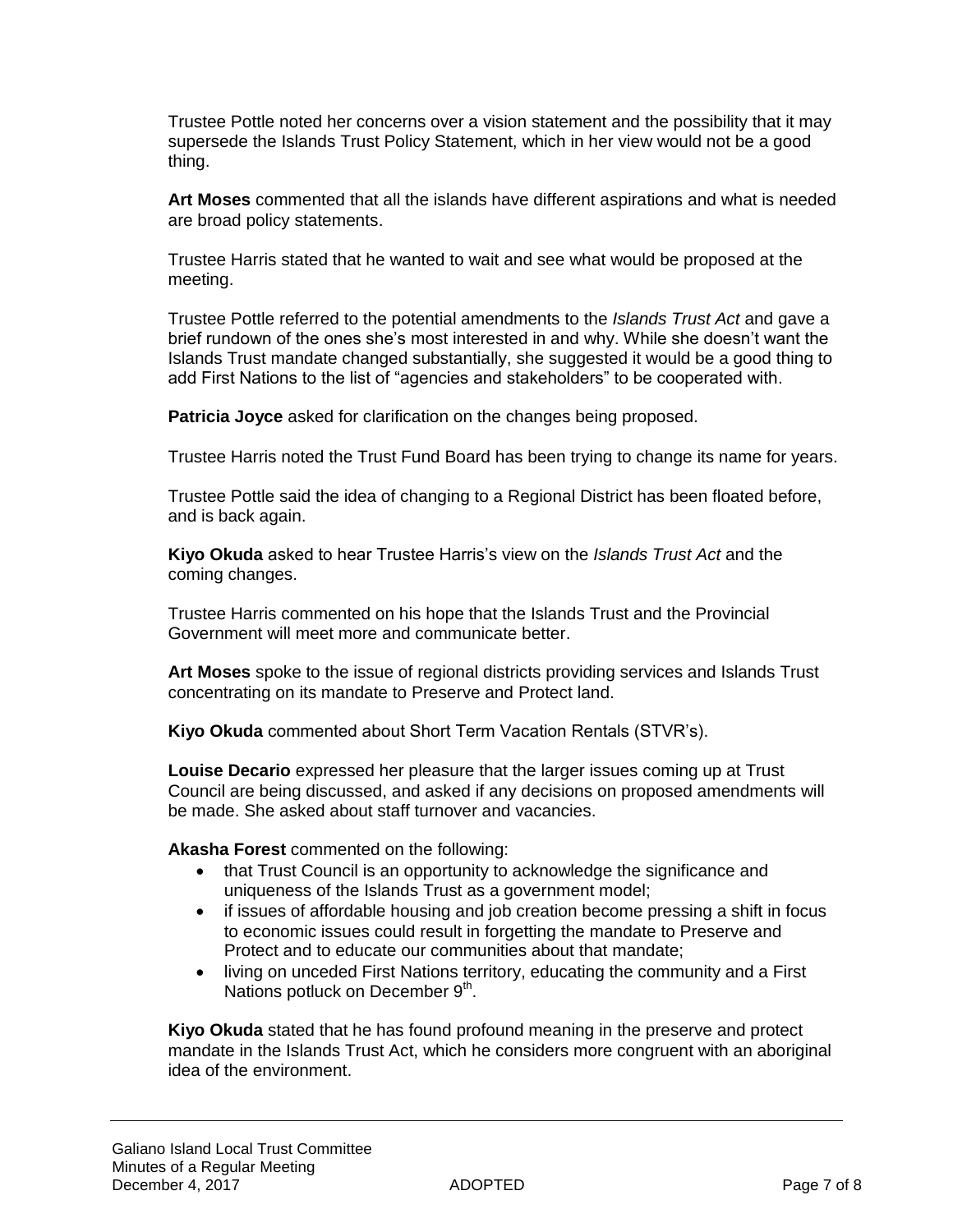Trustee Pottle noted her concerns over a vision statement and the possibility that it may supersede the Islands Trust Policy Statement, which in her view would not be a good thing.

**Art Moses** commented that all the islands have different aspirations and what is needed are broad policy statements.

Trustee Harris stated that he wanted to wait and see what would be proposed at the meeting.

Trustee Pottle referred to the potential amendments to the *Islands Trust Act* and gave a brief rundown of the ones she's most interested in and why. While she doesn't want the Islands Trust mandate changed substantially, she suggested it would be a good thing to add First Nations to the list of "agencies and stakeholders" to be cooperated with.

**Patricia Joyce** asked for clarification on the changes being proposed.

Trustee Harris noted the Trust Fund Board has been trying to change its name for years.

Trustee Pottle said the idea of changing to a Regional District has been floated before, and is back again.

**Kiyo Okuda** asked to hear Trustee Harris's view on the *Islands Trust Act* and the coming changes.

Trustee Harris commented on his hope that the Islands Trust and the Provincial Government will meet more and communicate better.

**Art Moses** spoke to the issue of regional districts providing services and Islands Trust concentrating on its mandate to Preserve and Protect land.

**Kiyo Okuda** commented about Short Term Vacation Rentals (STVR's).

**Louise Decario** expressed her pleasure that the larger issues coming up at Trust Council are being discussed, and asked if any decisions on proposed amendments will be made. She asked about staff turnover and vacancies.

**Akasha Forest** commented on the following:

- that Trust Council is an opportunity to acknowledge the significance and uniqueness of the Islands Trust as a government model;
- if issues of affordable housing and job creation become pressing a shift in focus to economic issues could result in forgetting the mandate to Preserve and Protect and to educate our communities about that mandate;
- living on unceded First Nations territory, educating the community and a First Nations potluck on December 9th.

**Kiyo Okuda** stated that he has found profound meaning in the preserve and protect mandate in the Islands Trust Act, which he considers more congruent with an aboriginal idea of the environment.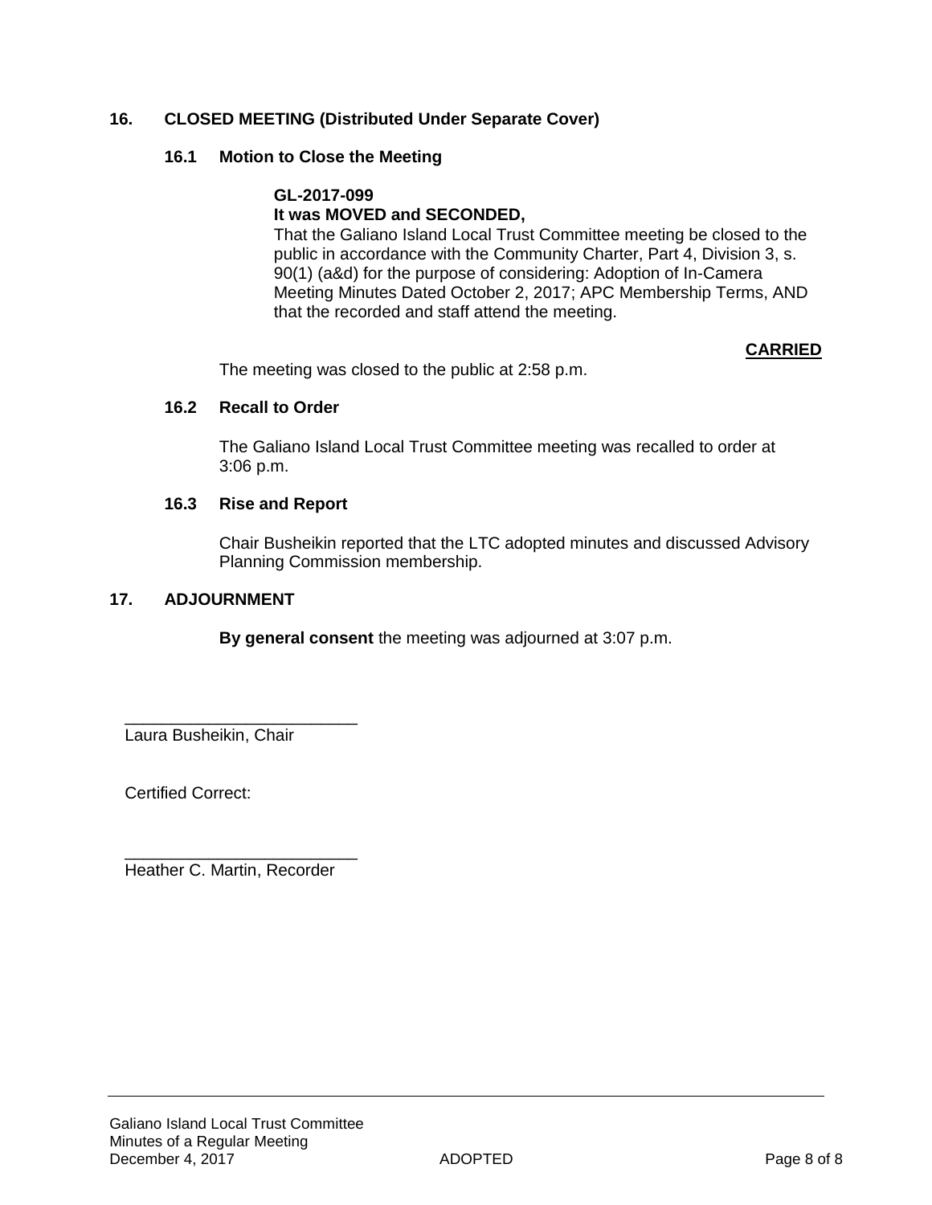## 16. CLOSED MEETING (Distributed Under Separate Cover)

### 16.1 Motion to Close the Meeting

**GL-2017-099**
**It was MOVED and SECONDED,**
That the Galiano Island Local Trust Committee meeting be closed to the public in accordance with the Community Charter, Part 4, Division 3, s. 90(1) (a&d) for the purpose of considering: Adoption of In-Camera Meeting Minutes Dated October 2, 2017; APC Membership Terms, AND that the recorded and staff attend the meeting.

**CARRIED**

The meeting was closed to the public at 2:58 p.m.

### 16.2 Recall to Order

The Galiano Island Local Trust Committee meeting was recalled to order at 3:06 p.m.

### 16.3 Rise and Report

Chair Busheikin reported that the LTC adopted minutes and discussed Advisory Planning Commission membership.

## 17. ADJOURNMENT

**By general consent** the meeting was adjourned at 3:07 p.m.

\_\_\_\_\_\_\_\_\_\_\_\_\_\_\_\_\_\_\_\_\_\_\_\_\_
Laura Busheikin, Chair

Certified Correct:

\_\_\_\_\_\_\_\_\_\_\_\_\_\_\_\_\_\_\_\_\_\_\_\_\_
Heather C. Martin, Recorder